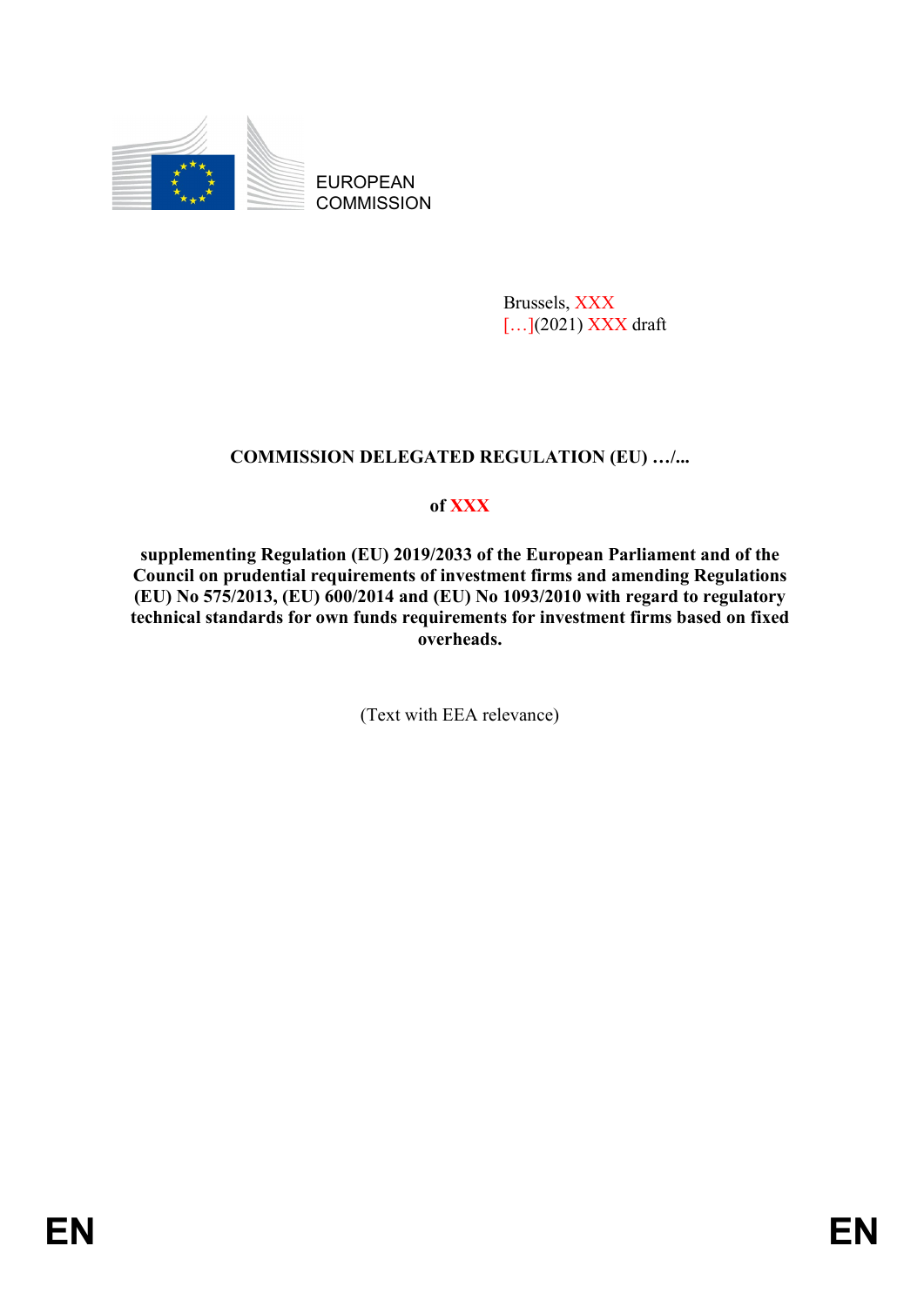EUROPEAN COMMISSION

Brussels, XXX
[…](2021) XXX draft

# COMMISSION DELEGATED REGULATION (EU) …/...

**of XXX**

**supplementing Regulation (EU) 2019/2033 of the European Parliament and of the Council on prudential requirements of investment firms and amending Regulations (EU) No 575/2013, (EU) 600/2014 and (EU) No 1093/2010 with regard to regulatory technical standards for own funds requirements for investment firms based on fixed overheads.**

(Text with EEA relevance)

EN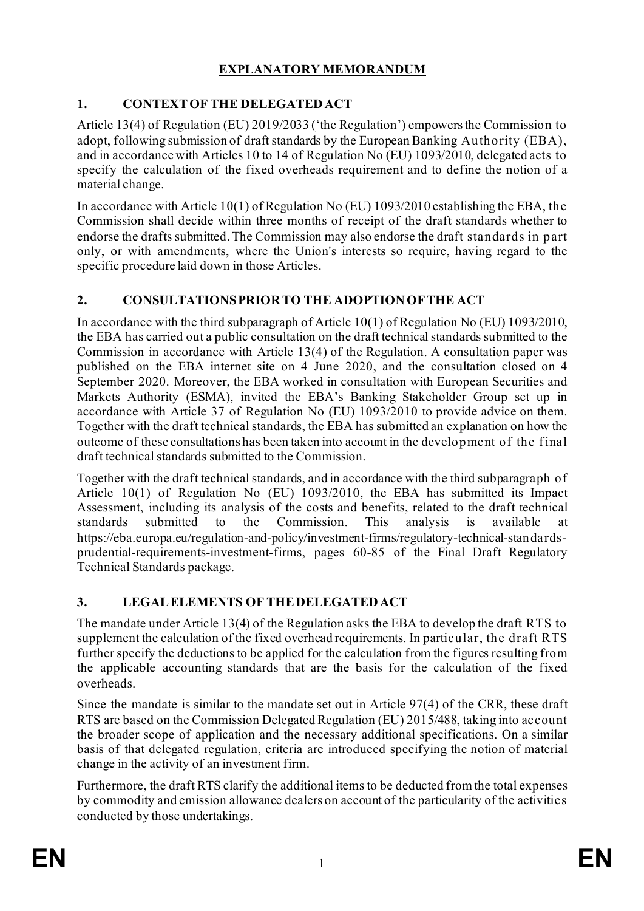# EXPLANATORY MEMORANDUM

## 1. CONTEXT OF THE DELEGATED ACT

Article 13(4) of Regulation (EU) 2019/2033 ('the Regulation') empowers the Commission to adopt, following submission of draft standards by the European Banking Authority (EBA), and in accordance with Articles 10 to 14 of Regulation No (EU) 1093/2010, delegated acts to specify the calculation of the fixed overheads requirement and to define the notion of a material change.

In accordance with Article 10(1) of Regulation No (EU) 1093/2010 establishing the EBA, the Commission shall decide within three months of receipt of the draft standards whether to endorse the drafts submitted. The Commission may also endorse the draft standards in part only, or with amendments, where the Union's interests so require, having regard to the specific procedure laid down in those Articles.

## 2. CONSULTATIONS PRIOR TO THE ADOPTION OF THE ACT

In accordance with the third subparagraph of Article 10(1) of Regulation No (EU) 1093/2010, the EBA has carried out a public consultation on the draft technical standards submitted to the Commission in accordance with Article 13(4) of the Regulation. A consultation paper was published on the EBA internet site on 4 June 2020, and the consultation closed on 4 September 2020. Moreover, the EBA worked in consultation with European Securities and Markets Authority (ESMA), invited the EBA's Banking Stakeholder Group set up in accordance with Article 37 of Regulation No (EU) 1093/2010 to provide advice on them. Together with the draft technical standards, the EBA has submitted an explanation on how the outcome of these consultations has been taken into account in the development of the final draft technical standards submitted to the Commission.

Together with the draft technical standards, and in accordance with the third subparagraph of Article 10(1) of Regulation No (EU) 1093/2010, the EBA has submitted its Impact Assessment, including its analysis of the costs and benefits, related to the draft technical standards submitted to the Commission. This analysis is available at https://eba.europa.eu/regulation-and-policy/investment-firms/regulatory-technical-standards-prudential-requirements-investment-firms, pages 60-85 of the Final Draft Regulatory Technical Standards package.

## 3. LEGAL ELEMENTS OF THE DELEGATED ACT

The mandate under Article 13(4) of the Regulation asks the EBA to develop the draft RTS to supplement the calculation of the fixed overhead requirements. In particular, the draft RTS further specify the deductions to be applied for the calculation from the figures resulting from the applicable accounting standards that are the basis for the calculation of the fixed overheads.

Since the mandate is similar to the mandate set out in Article 97(4) of the CRR, these draft RTS are based on the Commission Delegated Regulation (EU) 2015/488, taking into account the broader scope of application and the necessary additional specifications. On a similar basis of that delegated regulation, criteria are introduced specifying the notion of material change in the activity of an investment firm.

Furthermore, the draft RTS clarify the additional items to be deducted from the total expenses by commodity and emission allowance dealers on account of the particularity of the activities conducted by those undertakings.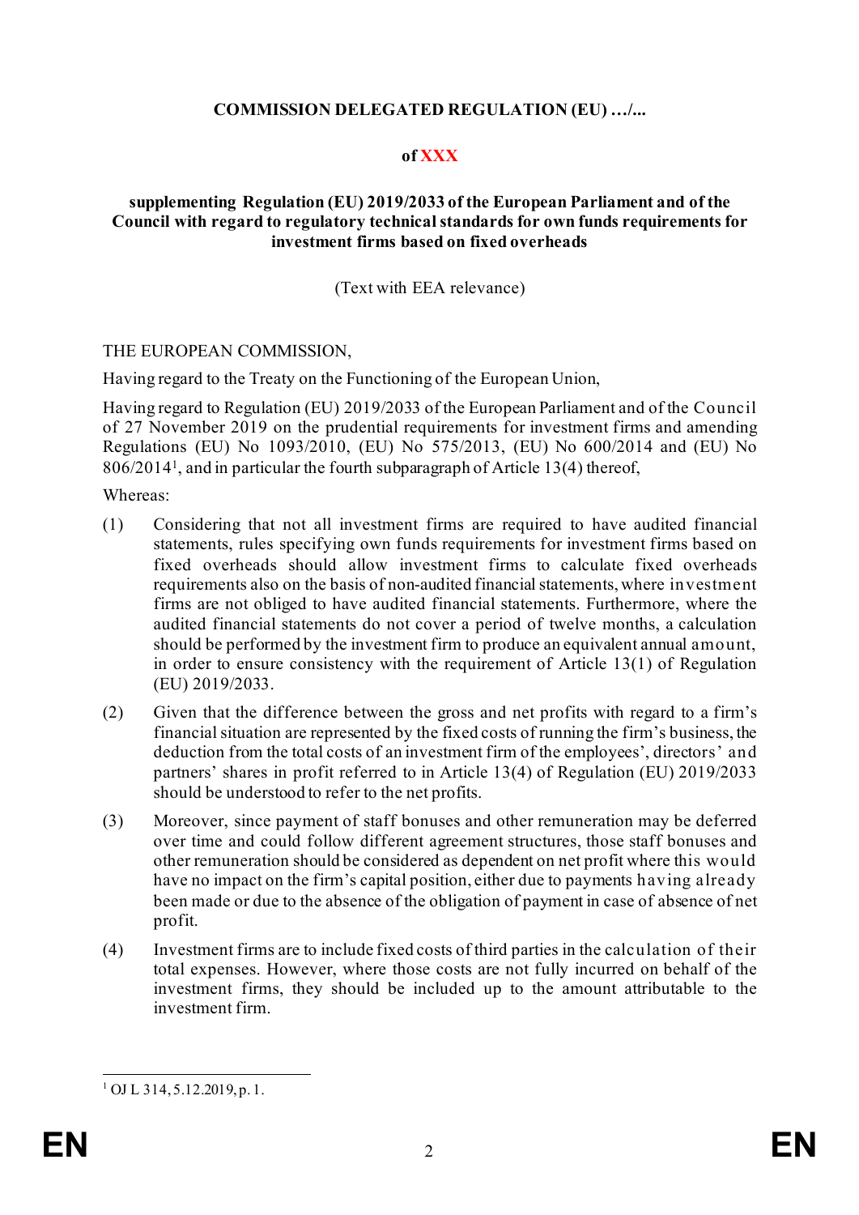**COMMISSION DELEGATED REGULATION (EU) …/...**

**of XXX**

**supplementing Regulation (EU) 2019/2033 of the European Parliament and of the Council with regard to regulatory technical standards for own funds requirements for investment firms based on fixed overheads**

(Text with EEA relevance)

THE EUROPEAN COMMISSION,

Having regard to the Treaty on the Functioning of the European Union,

Having regard to Regulation (EU) 2019/2033 of the European Parliament and of the Council of 27 November 2019 on the prudential requirements for investment firms and amending Regulations (EU) No 1093/2010, (EU) No 575/2013, (EU) No 600/2014 and (EU) No 806/2014[1], and in particular the fourth subparagraph of Article 13(4) thereof,

Whereas:

(1) Considering that not all investment firms are required to have audited financial statements, rules specifying own funds requirements for investment firms based on fixed overheads should allow investment firms to calculate fixed overheads requirements also on the basis of non-audited financial statements, where investment firms are not obliged to have audited financial statements. Furthermore, where the audited financial statements do not cover a period of twelve months, a calculation should be performed by the investment firm to produce an equivalent annual amount, in order to ensure consistency with the requirement of Article 13(1) of Regulation (EU) 2019/2033.

(2) Given that the difference between the gross and net profits with regard to a firm's financial situation are represented by the fixed costs of running the firm's business, the deduction from the total costs of an investment firm of the employees', directors' and partners' shares in profit referred to in Article 13(4) of Regulation (EU) 2019/2033 should be understood to refer to the net profits.

(3) Moreover, since payment of staff bonuses and other remuneration may be deferred over time and could follow different agreement structures, those staff bonuses and other remuneration should be considered as dependent on net profit where this would have no impact on the firm's capital position, either due to payments having already been made or due to the absence of the obligation of payment in case of absence of net profit.

(4) Investment firms are to include fixed costs of third parties in the calculation of their total expenses. However, where those costs are not fully incurred on behalf of the investment firms, they should be included up to the amount attributable to the investment firm.

[1] OJ L 314, 5.12.2019, p. 1.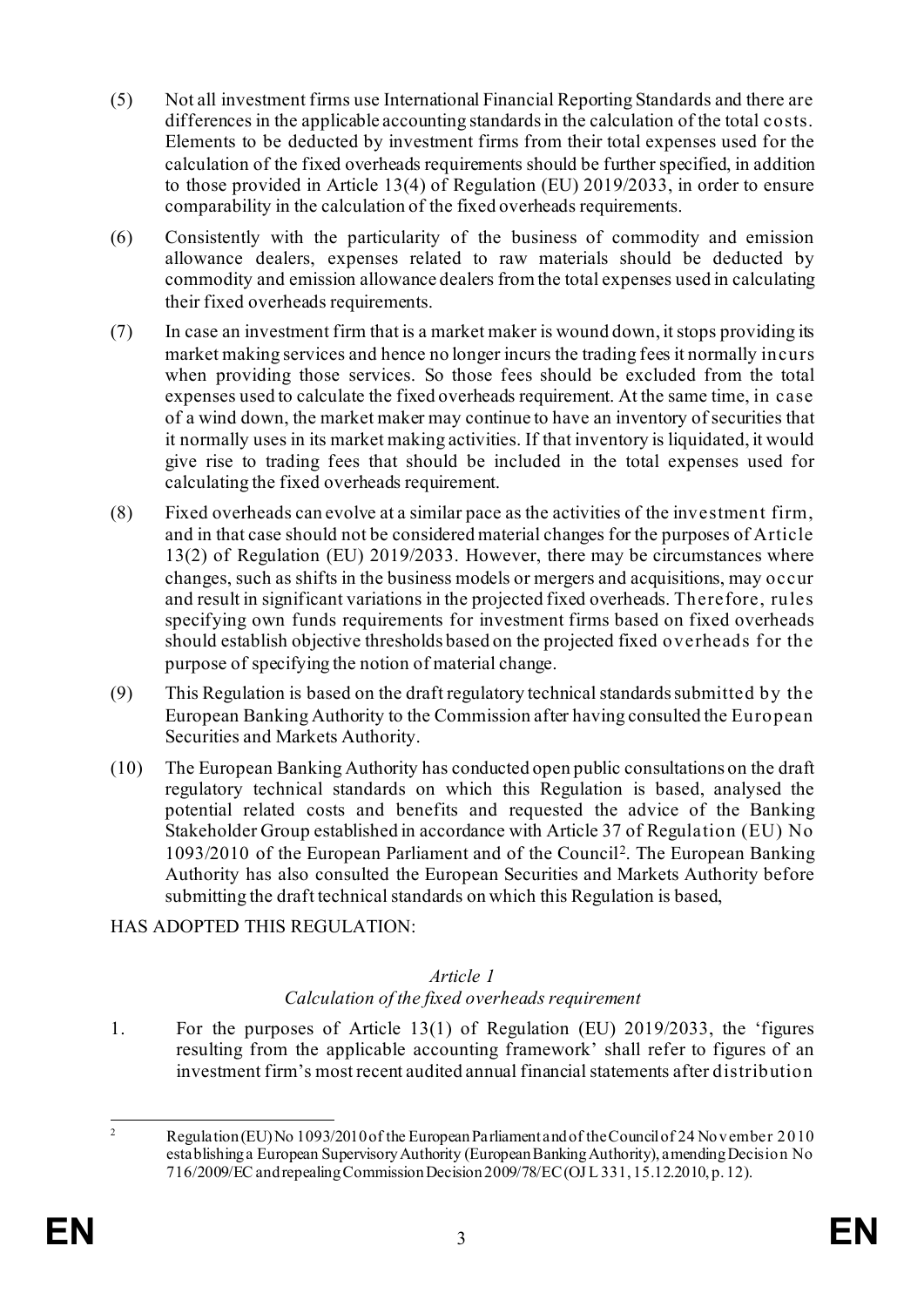(5) Not all investment firms use International Financial Reporting Standards and there are differences in the applicable accounting standards in the calculation of the total costs. Elements to be deducted by investment firms from their total expenses used for the calculation of the fixed overheads requirements should be further specified, in addition to those provided in Article 13(4) of Regulation (EU) 2019/2033, in order to ensure comparability in the calculation of the fixed overheads requirements.

(6) Consistently with the particularity of the business of commodity and emission allowance dealers, expenses related to raw materials should be deducted by commodity and emission allowance dealers from the total expenses used in calculating their fixed overheads requirements.

(7) In case an investment firm that is a market maker is wound down, it stops providing its market making services and hence no longer incurs the trading fees it normally incurs when providing those services. So those fees should be excluded from the total expenses used to calculate the fixed overheads requirement. At the same time, in case of a wind down, the market maker may continue to have an inventory of securities that it normally uses in its market making activities. If that inventory is liquidated, it would give rise to trading fees that should be included in the total expenses used for calculating the fixed overheads requirement.

(8) Fixed overheads can evolve at a similar pace as the activities of the investment firm, and in that case should not be considered material changes for the purposes of Article 13(2) of Regulation (EU) 2019/2033. However, there may be circumstances where changes, such as shifts in the business models or mergers and acquisitions, may occur and result in significant variations in the projected fixed overheads. Therefore, rules specifying own funds requirements for investment firms based on fixed overheads should establish objective thresholds based on the projected fixed overheads for the purpose of specifying the notion of material change.

(9) This Regulation is based on the draft regulatory technical standards submitted by the European Banking Authority to the Commission after having consulted the European Securities and Markets Authority.

(10) The European Banking Authority has conducted open public consultations on the draft regulatory technical standards on which this Regulation is based, analysed the potential related costs and benefits and requested the advice of the Banking Stakeholder Group established in accordance with Article 37 of Regulation (EU) No 1093/2010 of the European Parliament and of the Council[2]. The European Banking Authority has also consulted the European Securities and Markets Authority before submitting the draft technical standards on which this Regulation is based,

HAS ADOPTED THIS REGULATION:

*Article 1*

*Calculation of the fixed overheads requirement*

1. For the purposes of Article 13(1) of Regulation (EU) 2019/2033, the 'figures resulting from the applicable accounting framework' shall refer to figures of an investment firm's most recent audited annual financial statements after distribution

[2] Regulation (EU) No 1093/2010 of the European Parliament and of the Council of 24 November 2010 establishing a European Supervisory Authority (European Banking Authority), amending Decision No 716/2009/EC and repealing Commission Decision 2009/78/EC (OJ L 331, 15.12.2010, p. 12).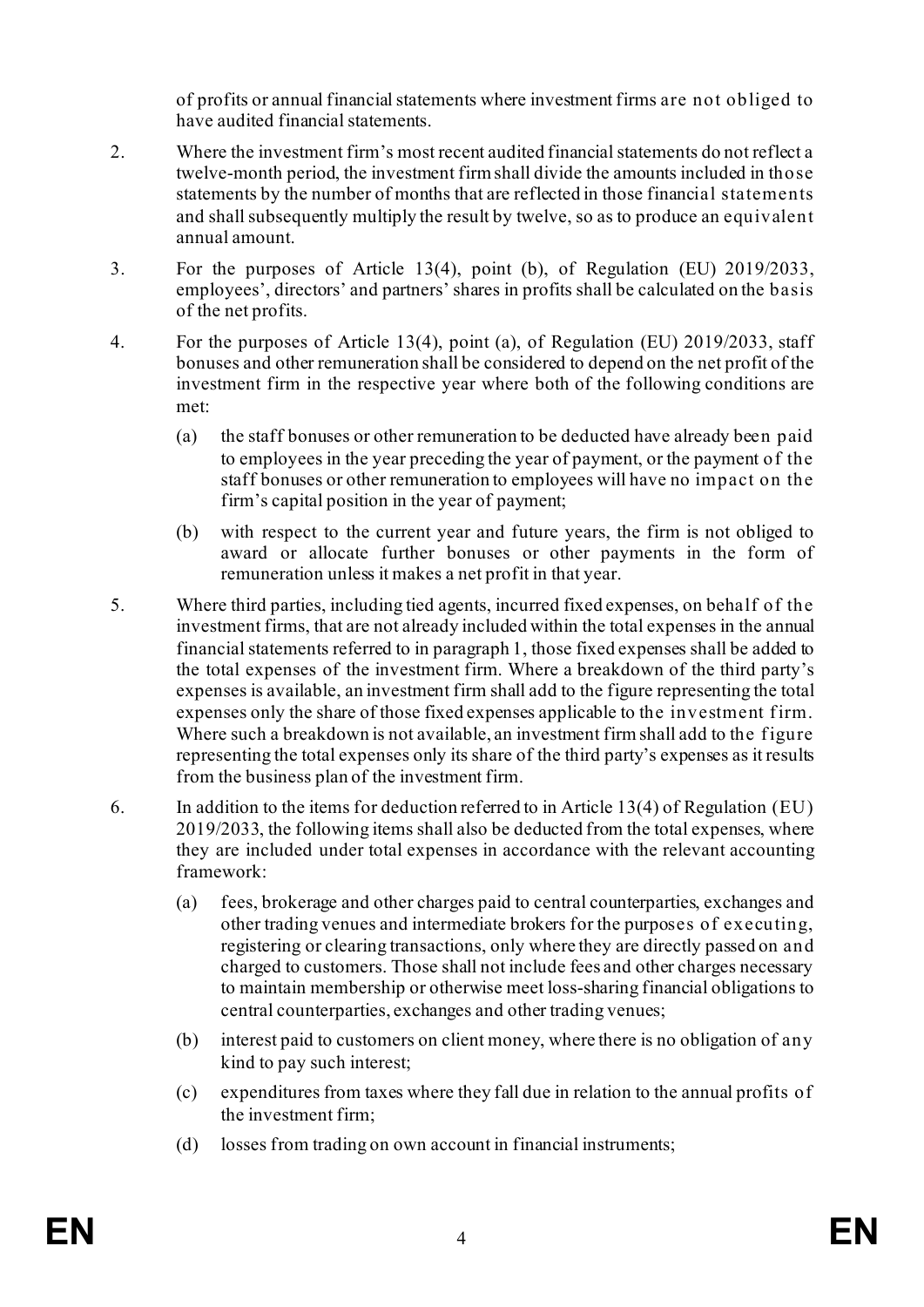of profits or annual financial statements where investment firms are not obliged to have audited financial statements.

2. Where the investment firm's most recent audited financial statements do not reflect a twelve-month period, the investment firm shall divide the amounts included in those statements by the number of months that are reflected in those financial statements and shall subsequently multiply the result by twelve, so as to produce an equivalent annual amount.

3. For the purposes of Article 13(4), point (b), of Regulation (EU) 2019/2033, employees', directors' and partners' shares in profits shall be calculated on the basis of the net profits.

4. For the purposes of Article 13(4), point (a), of Regulation (EU) 2019/2033, staff bonuses and other remuneration shall be considered to depend on the net profit of the investment firm in the respective year where both of the following conditions are met:

   (a) the staff bonuses or other remuneration to be deducted have already been paid to employees in the year preceding the year of payment, or the payment of the staff bonuses or other remuneration to employees will have no impact on the firm's capital position in the year of payment;

   (b) with respect to the current year and future years, the firm is not obliged to award or allocate further bonuses or other payments in the form of remuneration unless it makes a net profit in that year.

5. Where third parties, including tied agents, incurred fixed expenses, on behalf of the investment firms, that are not already included within the total expenses in the annual financial statements referred to in paragraph 1, those fixed expenses shall be added to the total expenses of the investment firm. Where a breakdown of the third party's expenses is available, an investment firm shall add to the figure representing the total expenses only the share of those fixed expenses applicable to the investment firm. Where such a breakdown is not available, an investment firm shall add to the figure representing the total expenses only its share of the third party's expenses as it results from the business plan of the investment firm.

6. In addition to the items for deduction referred to in Article 13(4) of Regulation (EU) 2019/2033, the following items shall also be deducted from the total expenses, where they are included under total expenses in accordance with the relevant accounting framework:

   (a) fees, brokerage and other charges paid to central counterparties, exchanges and other trading venues and intermediate brokers for the purposes of executing, registering or clearing transactions, only where they are directly passed on and charged to customers. Those shall not include fees and other charges necessary to maintain membership or otherwise meet loss-sharing financial obligations to central counterparties, exchanges and other trading venues;

   (b) interest paid to customers on client money, where there is no obligation of any kind to pay such interest;

   (c) expenditures from taxes where they fall due in relation to the annual profits of the investment firm;

   (d) losses from trading on own account in financial instruments;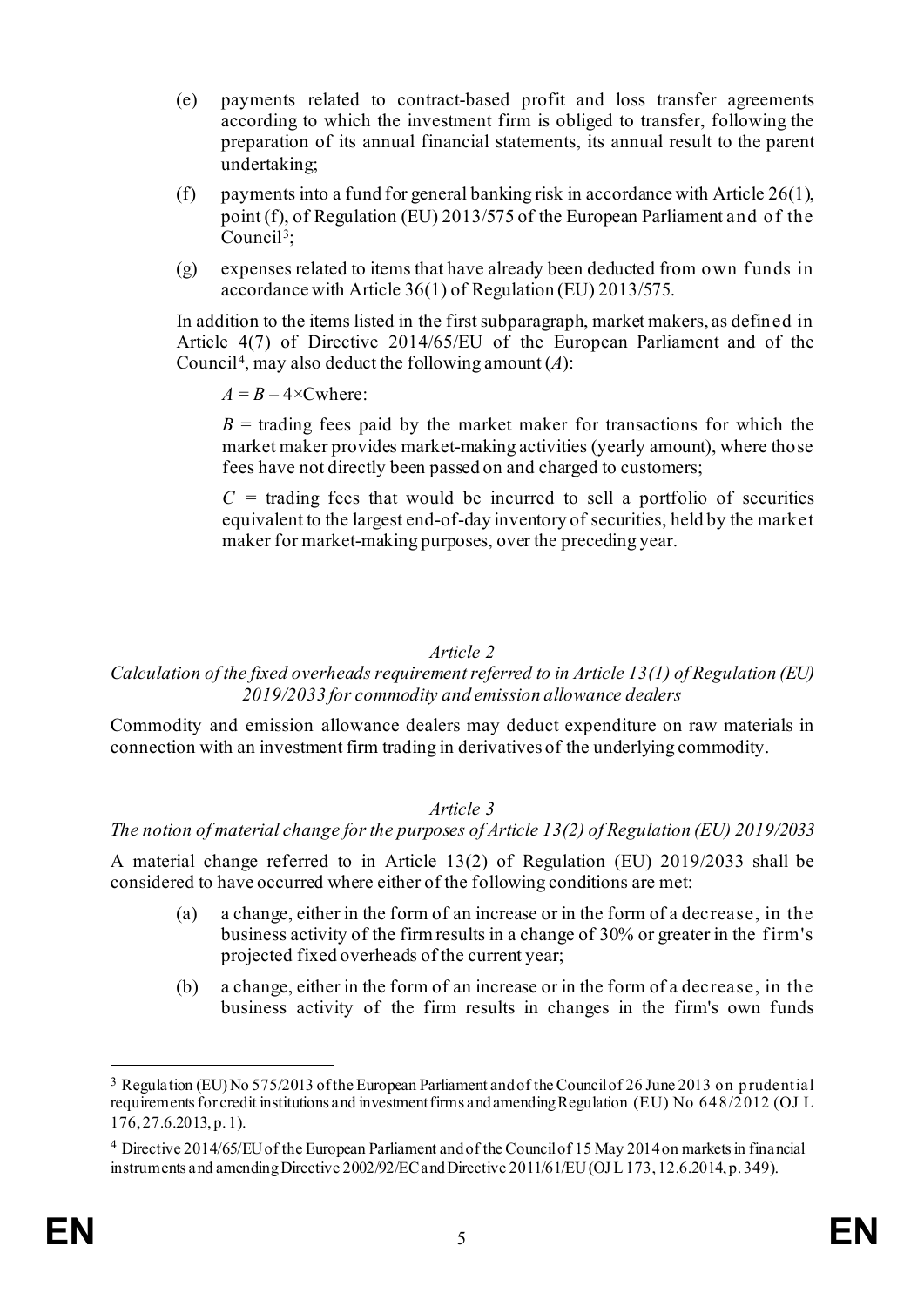(e) payments related to contract-based profit and loss transfer agreements according to which the investment firm is obliged to transfer, following the preparation of its annual financial statements, its annual result to the parent undertaking;

(f) payments into a fund for general banking risk in accordance with Article 26(1), point (f), of Regulation (EU) 2013/575 of the European Parliament and of the Council[3];

(g) expenses related to items that have already been deducted from own funds in accordance with Article 36(1) of Regulation (EU) 2013/575.

In addition to the items listed in the first subparagraph, market makers, as defined in Article 4(7) of Directive 2014/65/EU of the European Parliament and of the Council[4], may also deduct the following amount ($A$):

$A = B - 4 \times C$where:

$B$ = trading fees paid by the market maker for transactions for which the market maker provides market-making activities (yearly amount), where those fees have not directly been passed on and charged to customers;

$C$ = trading fees that would be incurred to sell a portfolio of securities equivalent to the largest end-of-day inventory of securities, held by the market maker for market-making purposes, over the preceding year.

*Article 2*

*Calculation of the fixed overheads requirement referred to in Article 13(1) of Regulation (EU) 2019/2033 for commodity and emission allowance dealers*

Commodity and emission allowance dealers may deduct expenditure on raw materials in connection with an investment firm trading in derivatives of the underlying commodity.

*Article 3*

*The notion of material change for the purposes of Article 13(2) of Regulation (EU) 2019/2033*

A material change referred to in Article 13(2) of Regulation (EU) 2019/2033 shall be considered to have occurred where either of the following conditions are met:

(a) a change, either in the form of an increase or in the form of a decrease, in the business activity of the firm results in a change of 30% or greater in the firm's projected fixed overheads of the current year;

(b) a change, either in the form of an increase or in the form of a decrease, in the business activity of the firm results in changes in the firm's own funds

---

[3] Regulation (EU) No 575/2013 of the European Parliament and of the Council of 26 June 2013 on prudential requirements for credit institutions and investment firms and amending Regulation (EU) No 648/2012 (OJ L 176, 27.6.2013, p. 1).

[4] Directive 2014/65/EU of the European Parliament and of the Council of 15 May 2014 on markets in financial instruments and amending Directive 2002/92/EC and Directive 2011/61/EU (OJ L 173, 12.6.2014, p. 349).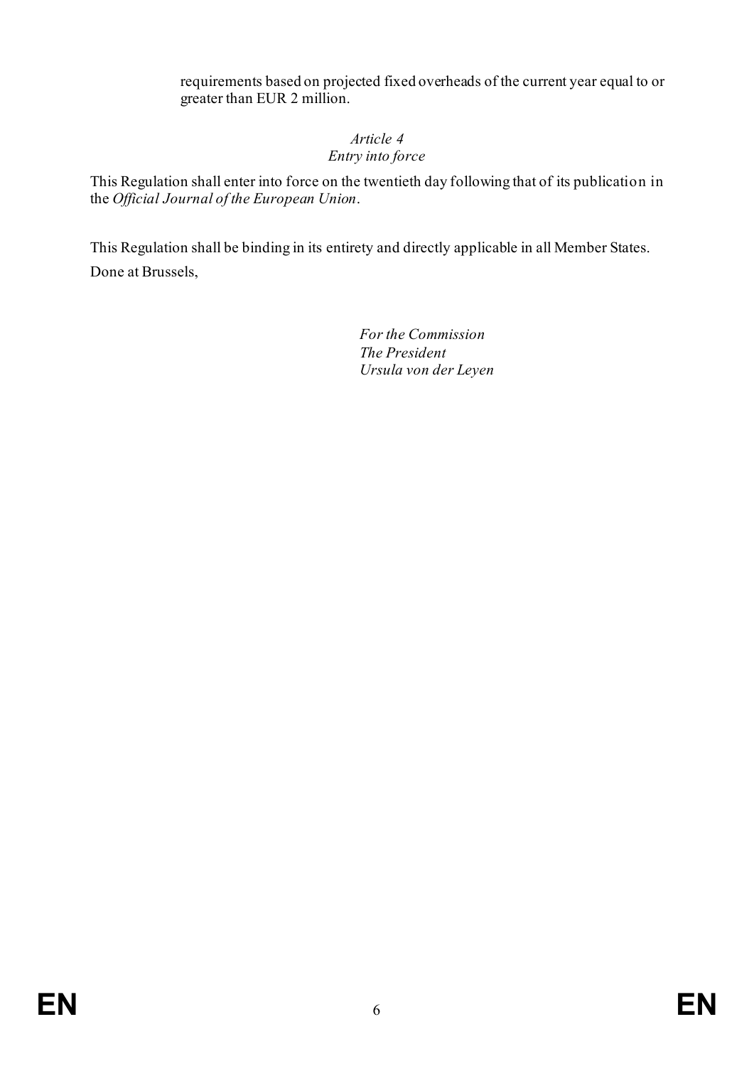requirements based on projected fixed overheads of the current year equal to or greater than EUR 2 million.

*Article 4*
*Entry into force*

This Regulation shall enter into force on the twentieth day following that of its publication in the *Official Journal of the European Union*.

This Regulation shall be binding in its entirety and directly applicable in all Member States.

Done at Brussels,

*For the Commission*
*The President*
*Ursula von der Leyen*